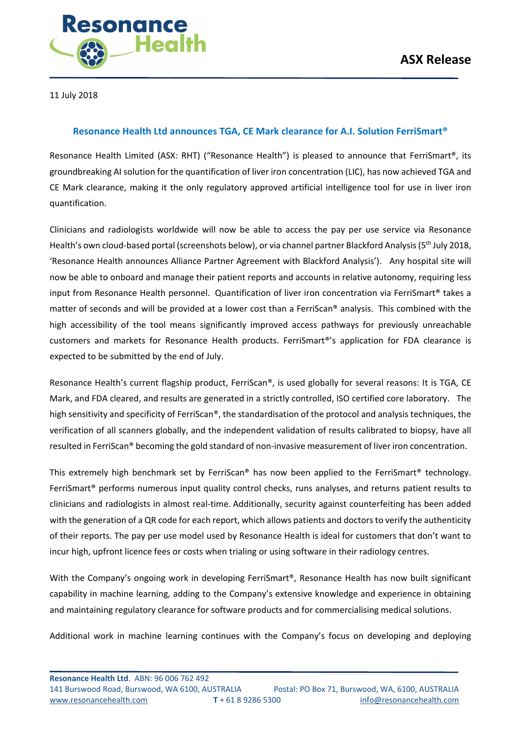**ASX Release**

11 July 2018

## Resonance Health Ltd announces TGA, CE Mark clearance for A.I. Solution FerriSmart®

Resonance Health Limited (ASX: RHT) ("Resonance Health") is pleased to announce that FerriSmart®, its groundbreaking AI solution for the quantification of liver iron concentration (LIC), has now achieved TGA and CE Mark clearance, making it the only regulatory approved artificial intelligence tool for use in liver iron quantification.

Clinicians and radiologists worldwide will now be able to access the pay per use service via Resonance Health's own cloud-based portal (screenshots below), or via channel partner Blackford Analysis (5th July 2018, 'Resonance Health announces Alliance Partner Agreement with Blackford Analysis'). Any hospital site will now be able to onboard and manage their patient reports and accounts in relative autonomy, requiring less input from Resonance Health personnel. Quantification of liver iron concentration via FerriSmart® takes a matter of seconds and will be provided at a lower cost than a FerriScan® analysis. This combined with the high accessibility of the tool means significantly improved access pathways for previously unreachable customers and markets for Resonance Health products. FerriSmart®'s application for FDA clearance is expected to be submitted by the end of July.

Resonance Health's current flagship product, FerriScan®, is used globally for several reasons: It is TGA, CE Mark, and FDA cleared, and results are generated in a strictly controlled, ISO certified core laboratory. The high sensitivity and specificity of FerriScan®, the standardisation of the protocol and analysis techniques, the verification of all scanners globally, and the independent validation of results calibrated to biopsy, have all resulted in FerriScan® becoming the gold standard of non-invasive measurement of liver iron concentration.

This extremely high benchmark set by FerriScan® has now been applied to the FerriSmart® technology. FerriSmart® performs numerous input quality control checks, runs analyses, and returns patient results to clinicians and radiologists in almost real-time. Additionally, security against counterfeiting has been added with the generation of a QR code for each report, which allows patients and doctors to verify the authenticity of their reports. The pay per use model used by Resonance Health is ideal for customers that don't want to incur high, upfront licence fees or costs when trialing or using software in their radiology centres.

With the Company's ongoing work in developing FerriSmart®, Resonance Health has now built significant capability in machine learning, adding to the Company's extensive knowledge and experience in obtaining and maintaining regulatory clearance for software products and for commercialising medical solutions.

Additional work in machine learning continues with the Company's focus on developing and deploying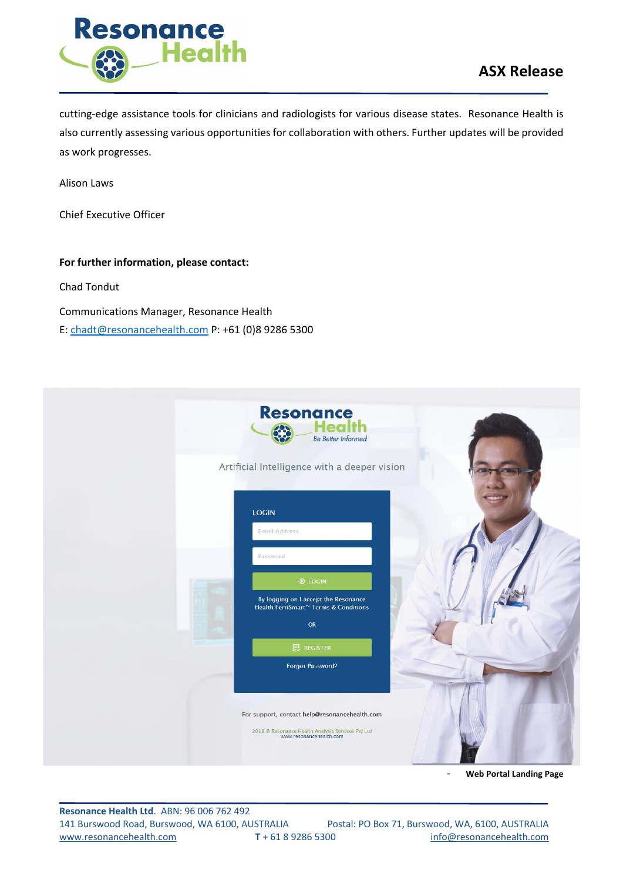cutting-edge assistance tools for clinicians and radiologists for various disease states. Resonance Health is also currently assessing various opportunities for collaboration with others. Further updates will be provided as work progresses.

Alison Laws

Chief Executive Officer

**For further information, please contact:**

Chad Tondut

Communications Manager, Resonance Health
E: chadt@resonancehealth.com P: +61 (0)8 9286 5300

\- **Web Portal Landing Page**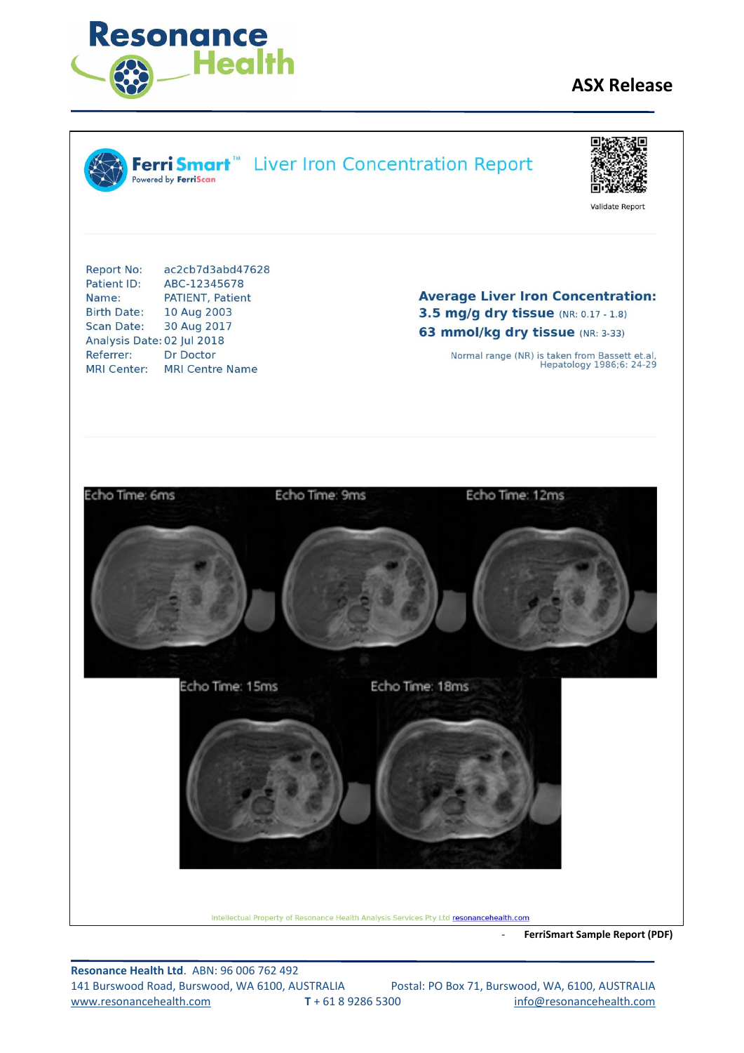# ASX Release

## FerriSmart™ Liver Iron Concentration Report

Powered by FerriScan

Validate Report

Report No: ac2cb7d3abd47628
Patient ID: ABC-12345678
Name: PATIENT, Patient
Birth Date: 10 Aug 2003
Scan Date: 30 Aug 2017
Analysis Date: 02 Jul 2018
Referrer: Dr Doctor
MRI Center: MRI Centre Name

**Average Liver Iron Concentration:**
**3.5 mg/g dry tissue** (NR: 0.17 - 1.8)
**63 mmol/kg dry tissue** (NR: 3-33)

Normal range (NR) is taken from Bassett et.al, Hepatology 1986;6: 24-29

Echo Time: 6ms

Echo Time: 9ms

Echo Time: 12ms

Echo Time: 15ms

Echo Time: 18ms

Intellectual Property of Resonance Health Analysis Services Pty Ltd resonancehealth.com

- **FerriSmart Sample Report (PDF)**

**Resonance Health Ltd**. ABN: 96 006 762 492
141 Burswood Road, Burswood, WA, 6100, AUSTRALIA
Postal: PO Box 71, Burswood, WA, 6100, AUSTRALIA
www.resonancehealth.com
**T** + 61 8 9286 5300
info@resonancehealth.com